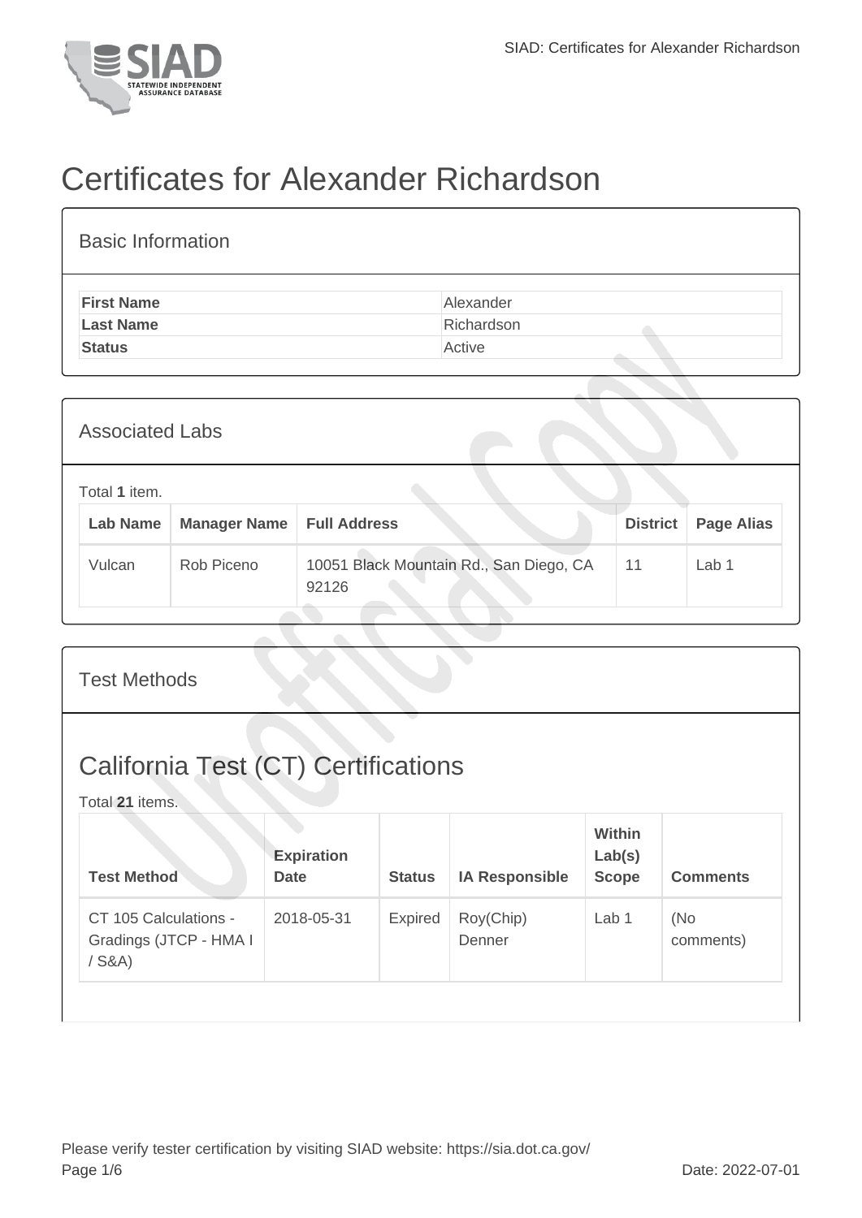# Certificates for Alexander Richardson

## Basic Information

| | |
|---|---|
| **First Name** | Alexander |
| **Last Name** | Richardson |
| **Status** | Active |

## Associated Labs

Total **1** item.

| Lab Name | Manager Name | Full Address | District | Page Alias |
|---|---|---|---|---|
| Vulcan | Rob Piceno | 10051 Black Mountain Rd., San Diego, CA 92126 | 11 | Lab 1 |

## Test Methods

### California Test (CT) Certifications

Total **21** items.

| Test Method | Expiration Date | Status | IA Responsible | Within Lab(s) Scope | Comments |
|---|---|---|---|---|---|
| CT 105 Calculations - Gradings (JTCP - HMA I / S&A) | 2018-05-31 | Expired | Roy(Chip) Denner | Lab 1 | (No comments) |

Please verify tester certification by visiting SIAD website: https://sia.dot.ca.gov/

Date: 2022-07-01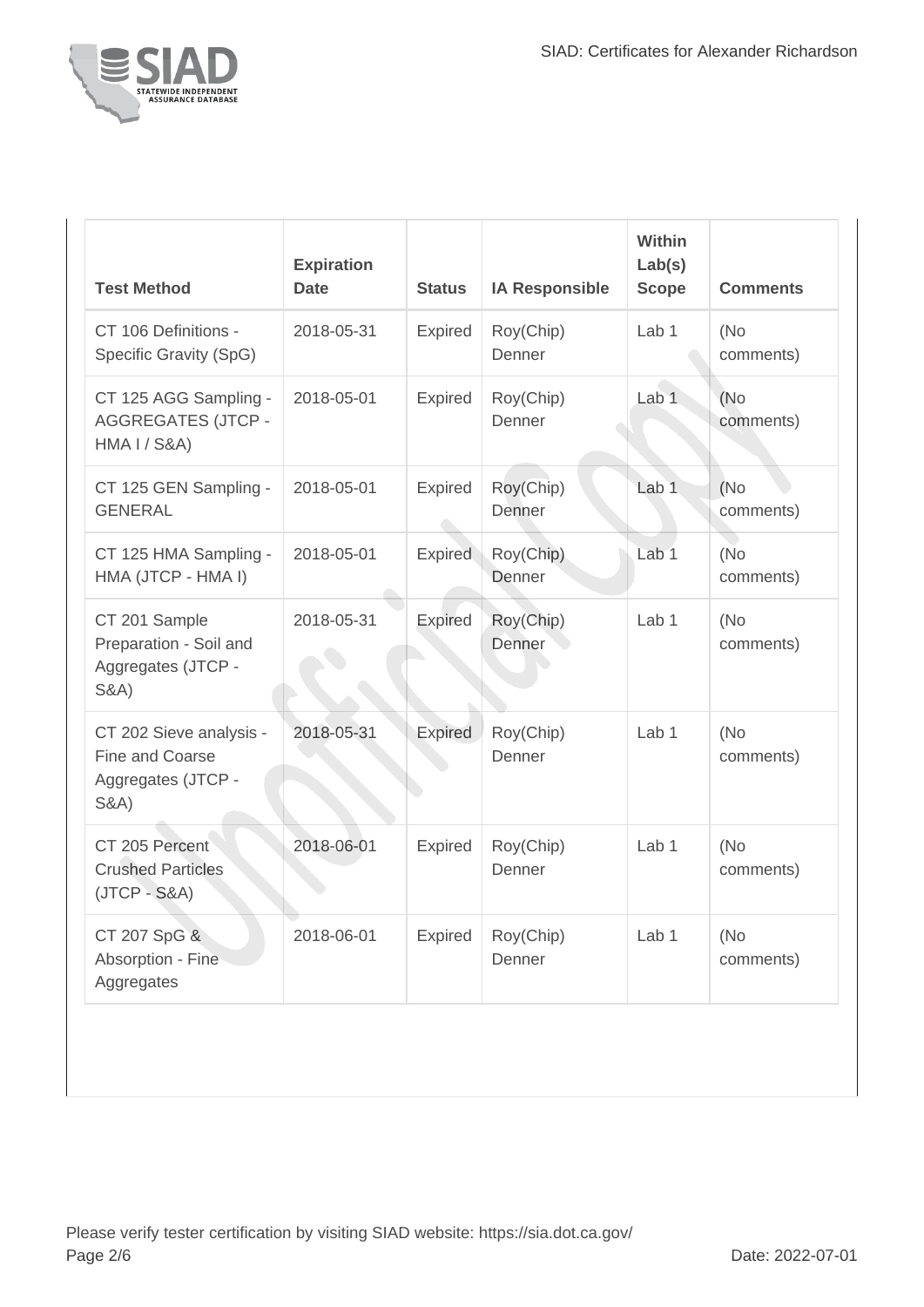| Test Method | Expiration Date | Status | IA Responsible | Within Lab(s) Scope | Comments |
| --- | --- | --- | --- | --- | --- |
| CT 106 Definitions - Specific Gravity (SpG) | 2018-05-31 | Expired | Roy(Chip) Denner | Lab 1 | (No comments) |
| CT 125 AGG Sampling - AGGREGATES (JTCP - HMA I / S&A) | 2018-05-01 | Expired | Roy(Chip) Denner | Lab 1 | (No comments) |
| CT 125 GEN Sampling - GENERAL | 2018-05-01 | Expired | Roy(Chip) Denner | Lab 1 | (No comments) |
| CT 125 HMA Sampling - HMA (JTCP - HMA I) | 2018-05-01 | Expired | Roy(Chip) Denner | Lab 1 | (No comments) |
| CT 201 Sample Preparation - Soil and Aggregates (JTCP - S&A) | 2018-05-31 | Expired | Roy(Chip) Denner | Lab 1 | (No comments) |
| CT 202 Sieve analysis - Fine and Coarse Aggregates (JTCP - S&A) | 2018-05-31 | Expired | Roy(Chip) Denner | Lab 1 | (No comments) |
| CT 205 Percent Crushed Particles (JTCP - S&A) | 2018-06-01 | Expired | Roy(Chip) Denner | Lab 1 | (No comments) |
| CT 207 SpG & Absorption - Fine Aggregates | 2018-06-01 | Expired | Roy(Chip) Denner | Lab 1 | (No comments) |

Please verify tester certification by visiting SIAD website: https://sia.dot.ca.gov/

Date: 2022-07-01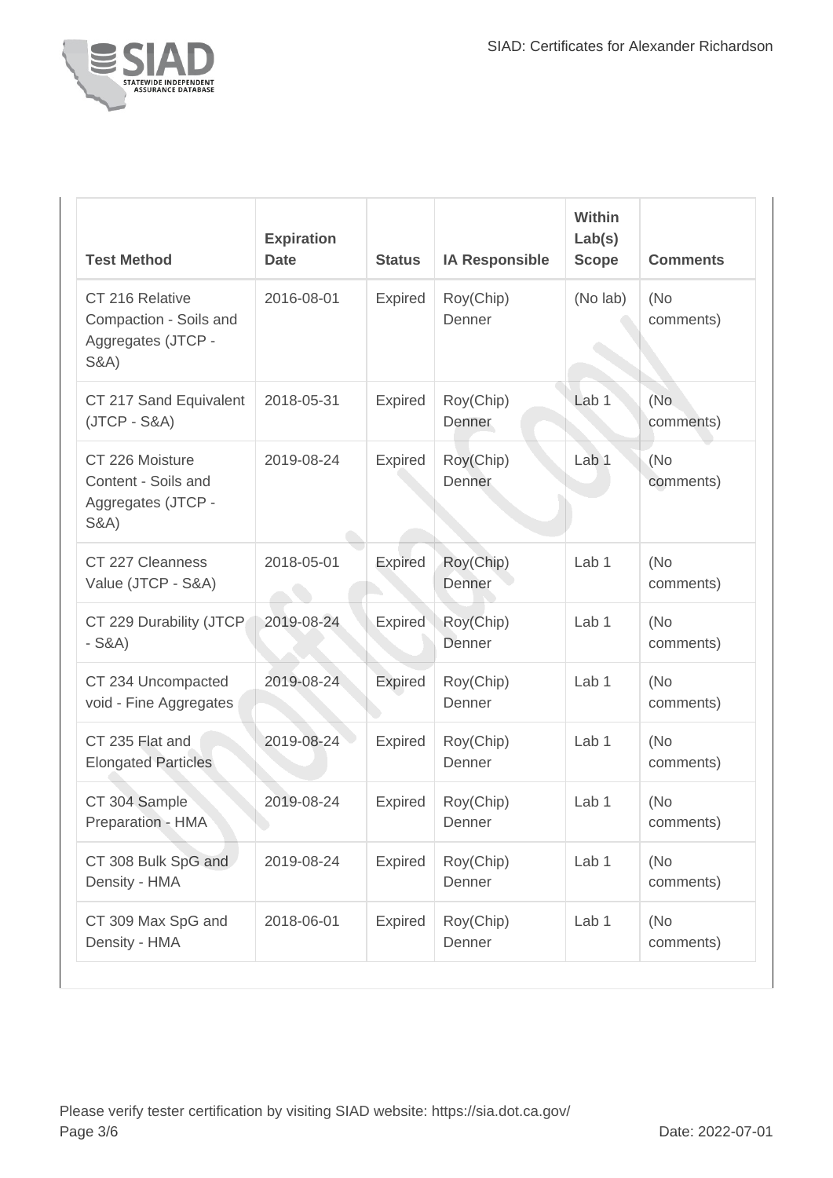| Test Method | Expiration Date | Status | IA Responsible | Within Lab(s) Scope | Comments |
| --- | --- | --- | --- | --- | --- |
| CT 216 Relative Compaction - Soils and Aggregates (JTCP - S&A) | 2016-08-01 | Expired | Roy(Chip) Denner | (No lab) | (No comments) |
| CT 217 Sand Equivalent (JTCP - S&A) | 2018-05-31 | Expired | Roy(Chip) Denner | Lab 1 | (No comments) |
| CT 226 Moisture Content - Soils and Aggregates (JTCP - S&A) | 2019-08-24 | Expired | Roy(Chip) Denner | Lab 1 | (No comments) |
| CT 227 Cleanness Value (JTCP - S&A) | 2018-05-01 | Expired | Roy(Chip) Denner | Lab 1 | (No comments) |
| CT 229 Durability (JTCP - S&A) | 2019-08-24 | Expired | Roy(Chip) Denner | Lab 1 | (No comments) |
| CT 234 Uncompacted void - Fine Aggregates | 2019-08-24 | Expired | Roy(Chip) Denner | Lab 1 | (No comments) |
| CT 235 Flat and Elongated Particles | 2019-08-24 | Expired | Roy(Chip) Denner | Lab 1 | (No comments) |
| CT 304 Sample Preparation - HMA | 2019-08-24 | Expired | Roy(Chip) Denner | Lab 1 | (No comments) |
| CT 308 Bulk SpG and Density - HMA | 2019-08-24 | Expired | Roy(Chip) Denner | Lab 1 | (No comments) |
| CT 309 Max SpG and Density - HMA | 2018-06-01 | Expired | Roy(Chip) Denner | Lab 1 | (No comments) |

Please verify tester certification by visiting SIAD website: https://sia.dot.ca.gov/

Date: 2022-07-01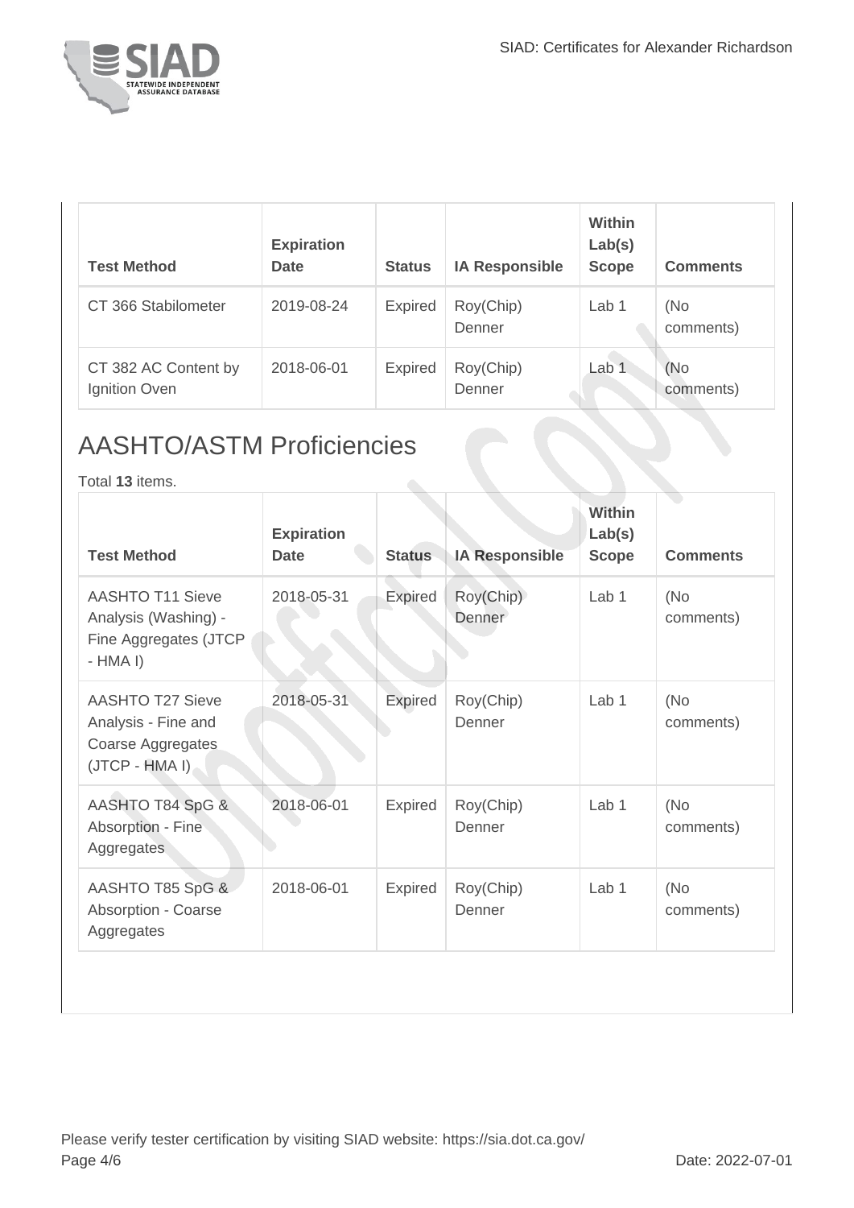| Test Method | Expiration Date | Status | IA Responsible | Within Lab(s) Scope | Comments |
| --- | --- | --- | --- | --- | --- |
| CT 366 Stabilometer | 2019-08-24 | Expired | Roy(Chip) Denner | Lab 1 | (No comments) |
| CT 382 AC Content by Ignition Oven | 2018-06-01 | Expired | Roy(Chip) Denner | Lab 1 | (No comments) |

## AASHTO/ASTM Proficiencies

Total **13** items.

| Test Method | Expiration Date | Status | IA Responsible | Within Lab(s) Scope | Comments |
| --- | --- | --- | --- | --- | --- |
| AASHTO T11 Sieve Analysis (Washing) - Fine Aggregates (JTCP - HMA I) | 2018-05-31 | Expired | Roy(Chip) Denner | Lab 1 | (No comments) |
| AASHTO T27 Sieve Analysis - Fine and Coarse Aggregates (JTCP - HMA I) | 2018-05-31 | Expired | Roy(Chip) Denner | Lab 1 | (No comments) |
| AASHTO T84 SpG & Absorption - Fine Aggregates | 2018-06-01 | Expired | Roy(Chip) Denner | Lab 1 | (No comments) |
| AASHTO T85 SpG & Absorption - Coarse Aggregates | 2018-06-01 | Expired | Roy(Chip) Denner | Lab 1 | (No comments) |

Please verify tester certification by visiting SIAD website: https://sia.dot.ca.gov/

Date: 2022-07-01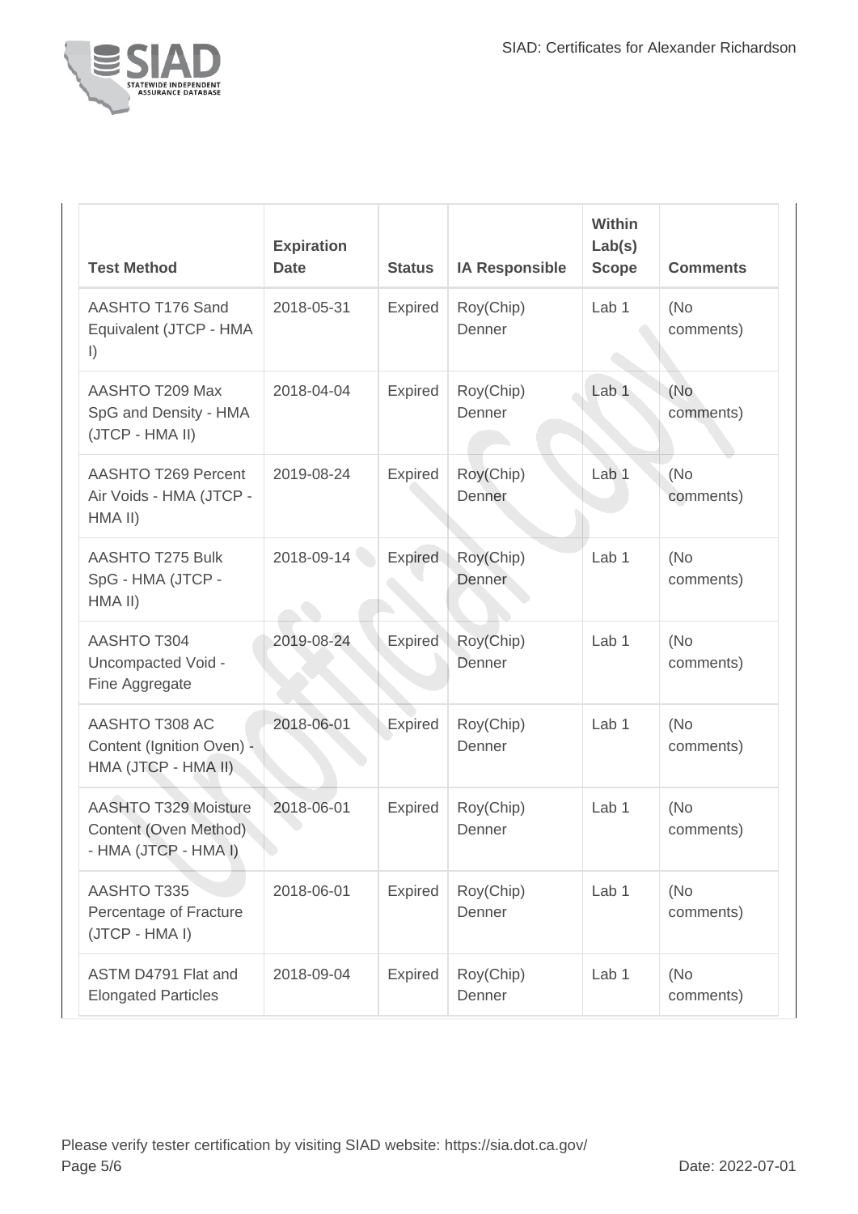| Test Method | Expiration Date | Status | IA Responsible | Within Lab(s) Scope | Comments |
|---|---|---|---|---|---|
| AASHTO T176 Sand Equivalent (JTCP - HMA I) | 2018-05-31 | Expired | Roy(Chip) Denner | Lab 1 | (No comments) |
| AASHTO T209 Max SpG and Density - HMA (JTCP - HMA II) | 2018-04-04 | Expired | Roy(Chip) Denner | Lab 1 | (No comments) |
| AASHTO T269 Percent Air Voids - HMA (JTCP - HMA II) | 2019-08-24 | Expired | Roy(Chip) Denner | Lab 1 | (No comments) |
| AASHTO T275 Bulk SpG - HMA (JTCP - HMA II) | 2018-09-14 | Expired | Roy(Chip) Denner | Lab 1 | (No comments) |
| AASHTO T304 Uncompacted Void - Fine Aggregate | 2019-08-24 | Expired | Roy(Chip) Denner | Lab 1 | (No comments) |
| AASHTO T308 AC Content (Ignition Oven) - HMA (JTCP - HMA II) | 2018-06-01 | Expired | Roy(Chip) Denner | Lab 1 | (No comments) |
| AASHTO T329 Moisture Content (Oven Method) - HMA (JTCP - HMA I) | 2018-06-01 | Expired | Roy(Chip) Denner | Lab 1 | (No comments) |
| AASHTO T335 Percentage of Fracture (JTCP - HMA I) | 2018-06-01 | Expired | Roy(Chip) Denner | Lab 1 | (No comments) |
| ASTM D4791 Flat and Elongated Particles | 2018-09-04 | Expired | Roy(Chip) Denner | Lab 1 | (No comments) |